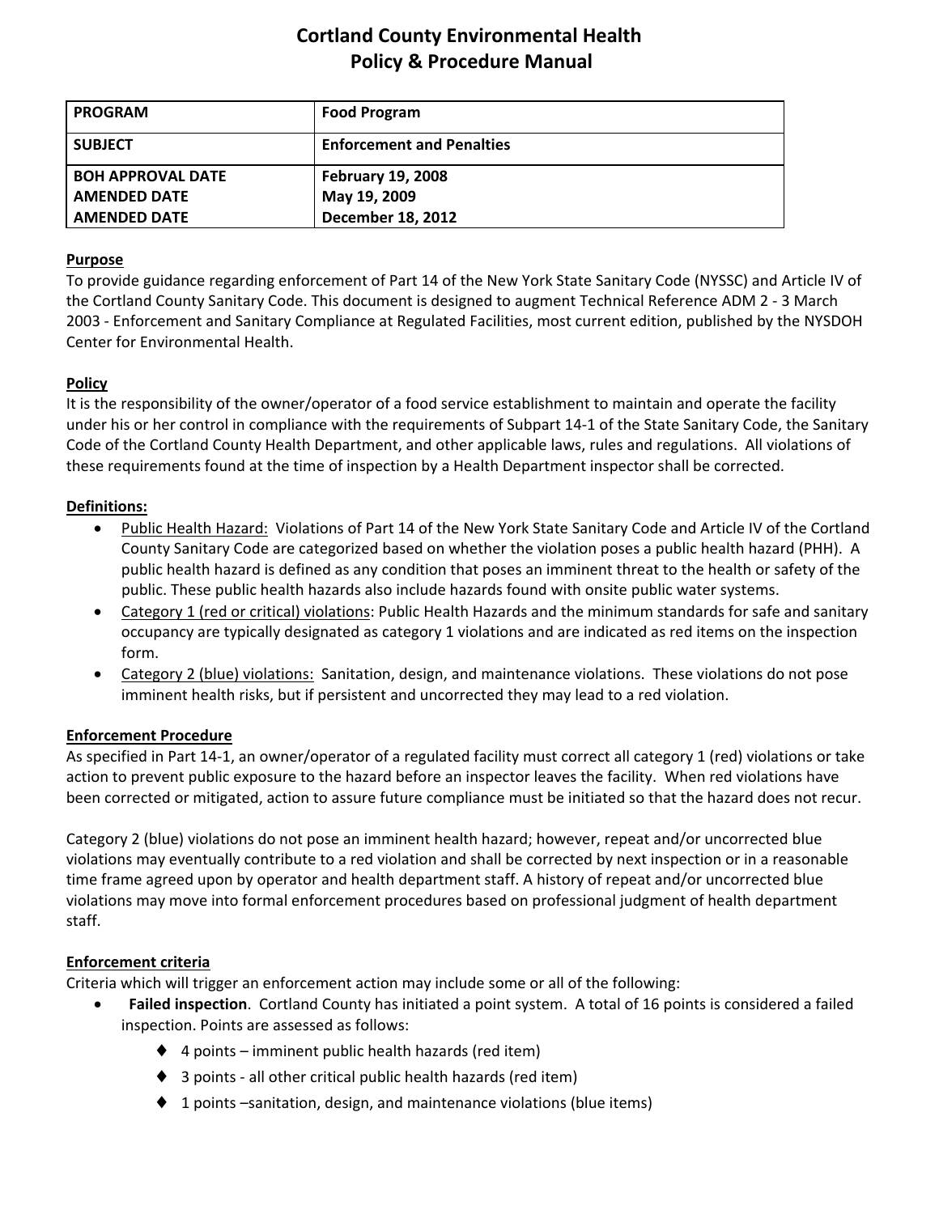# Cortland County Environmental Health
# Policy & Procedure Manual

| PROGRAM | Food Program |
|---|---|
| SUBJECT | Enforcement and Penalties |
| BOH APPROVAL DATE<br>AMENDED DATE<br>AMENDED DATE | February 19, 2008<br>May 19, 2009<br>December 18, 2012 |

## Purpose

To provide guidance regarding enforcement of Part 14 of the New York State Sanitary Code (NYSSC) and Article IV of the Cortland County Sanitary Code. This document is designed to augment Technical Reference ADM 2 - 3 March 2003 - Enforcement and Sanitary Compliance at Regulated Facilities, most current edition, published by the NYSDOH Center for Environmental Health.

## Policy

It is the responsibility of the owner/operator of a food service establishment to maintain and operate the facility under his or her control in compliance with the requirements of Subpart 14-1 of the State Sanitary Code, the Sanitary Code of the Cortland County Health Department, and other applicable laws, rules and regulations. All violations of these requirements found at the time of inspection by a Health Department inspector shall be corrected.

## Definitions:

- Public Health Hazard: Violations of Part 14 of the New York State Sanitary Code and Article IV of the Cortland County Sanitary Code are categorized based on whether the violation poses a public health hazard (PHH). A public health hazard is defined as any condition that poses an imminent threat to the health or safety of the public. These public health hazards also include hazards found with onsite public water systems.
- Category 1 (red or critical) violations: Public Health Hazards and the minimum standards for safe and sanitary occupancy are typically designated as category 1 violations and are indicated as red items on the inspection form.
- Category 2 (blue) violations: Sanitation, design, and maintenance violations. These violations do not pose imminent health risks, but if persistent and uncorrected they may lead to a red violation.

## Enforcement Procedure

As specified in Part 14-1, an owner/operator of a regulated facility must correct all category 1 (red) violations or take action to prevent public exposure to the hazard before an inspector leaves the facility. When red violations have been corrected or mitigated, action to assure future compliance must be initiated so that the hazard does not recur.

Category 2 (blue) violations do not pose an imminent health hazard; however, repeat and/or uncorrected blue violations may eventually contribute to a red violation and shall be corrected by next inspection or in a reasonable time frame agreed upon by operator and health department staff. A history of repeat and/or uncorrected blue violations may move into formal enforcement procedures based on professional judgment of health department staff.

## Enforcement criteria

Criteria which will trigger an enforcement action may include some or all of the following:

- **Failed inspection**. Cortland County has initiated a point system. A total of 16 points is considered a failed inspection. Points are assessed as follows:
  - 4 points – imminent public health hazards (red item)
  - 3 points - all other critical public health hazards (red item)
  - 1 points –sanitation, design, and maintenance violations (blue items)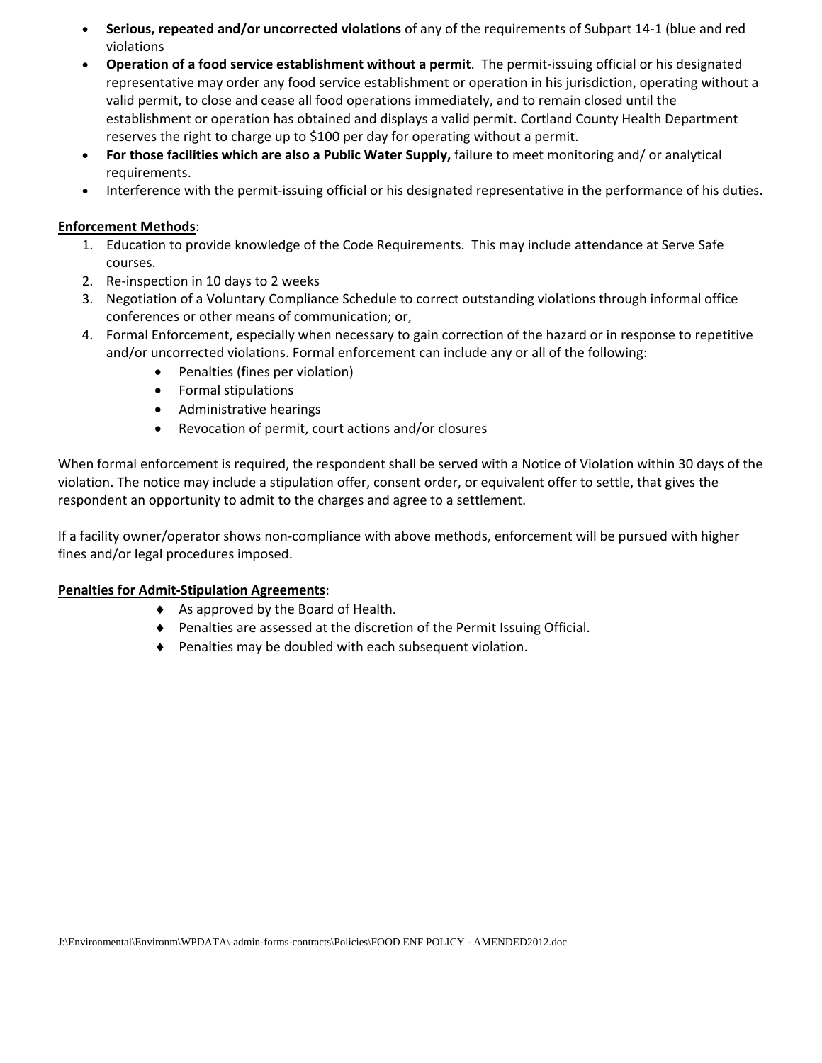- **Serious, repeated and/or uncorrected violations** of any of the requirements of Subpart 14-1 (blue and red violations
- **Operation of a food service establishment without a permit**. The permit-issuing official or his designated representative may order any food service establishment or operation in his jurisdiction, operating without a valid permit, to close and cease all food operations immediately, and to remain closed until the establishment or operation has obtained and displays a valid permit. Cortland County Health Department reserves the right to charge up to $100 per day for operating without a permit.
- **For those facilities which are also a Public Water Supply,** failure to meet monitoring and/ or analytical requirements.
- Interference with the permit-issuing official or his designated representative in the performance of his duties.

<u>**Enforcement Methods**</u>:

1. Education to provide knowledge of the Code Requirements. This may include attendance at Serve Safe courses.
2. Re-inspection in 10 days to 2 weeks
3. Negotiation of a Voluntary Compliance Schedule to correct outstanding violations through informal office conferences or other means of communication; or,
4. Formal Enforcement, especially when necessary to gain correction of the hazard or in response to repetitive and/or uncorrected violations. Formal enforcement can include any or all of the following:
    - Penalties (fines per violation)
    - Formal stipulations
    - Administrative hearings
    - Revocation of permit, court actions and/or closures

When formal enforcement is required, the respondent shall be served with a Notice of Violation within 30 days of the violation. The notice may include a stipulation offer, consent order, or equivalent offer to settle, that gives the respondent an opportunity to admit to the charges and agree to a settlement.

If a facility owner/operator shows non-compliance with above methods, enforcement will be pursued with higher fines and/or legal procedures imposed.

<u>**Penalties for Admit-Stipulation Agreements**</u>:

- As approved by the Board of Health.
- Penalties are assessed at the discretion of the Permit Issuing Official.
- Penalties may be doubled with each subsequent violation.